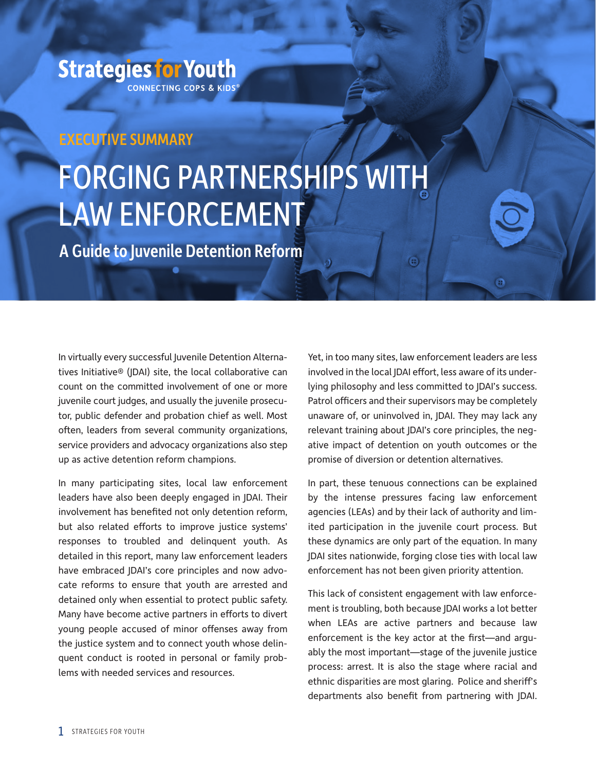Strategies for Youth

CONNECTING COPS & KIDS®

## EXECUTIVE SUMMARY

# FORGING PARTNERSHIPS WITH LAW ENFORCEMENT

## A Guide to Juvenile Detention Reform

In virtually every successful Juvenile Detention Alternatives Initiative® (JDAI) site, the local collaborative can count on the committed involvement of one or more juvenile court judges, and usually the juvenile prosecutor, public defender and probation chief as well. Most often, leaders from several community organizations, service providers and advocacy organizations also step up as active detention reform champions.

In many participating sites, local law enforcement leaders have also been deeply engaged in JDAI. Their involvement has benefited not only detention reform, but also related efforts to improve justice systems' responses to troubled and delinquent youth. As detailed in this report, many law enforcement leaders have embraced JDAI's core principles and now advocate reforms to ensure that youth are arrested and detained only when essential to protect public safety. Many have become active partners in efforts to divert young people accused of minor offenses away from the justice system and to connect youth whose delinquent conduct is rooted in personal or family problems with needed services and resources.

Yet, in too many sites, law enforcement leaders are less involved in the local JDAI effort, less aware of its underlying philosophy and less committed to JDAI's success. Patrol officers and their supervisors may be completely unaware of, or uninvolved in, JDAI. They may lack any relevant training about JDAI's core principles, the negative impact of detention on youth outcomes or the promise of diversion or detention alternatives.

In part, these tenuous connections can be explained by the intense pressures facing law enforcement agencies (LEAs) and by their lack of authority and limited participation in the juvenile court process. But these dynamics are only part of the equation. In many JDAI sites nationwide, forging close ties with local law enforcement has not been given priority attention.

This lack of consistent engagement with law enforcement is troubling, both because JDAI works a lot better when LEAs are active partners and because law enforcement is the key actor at the first—and arguably the most important—stage of the juvenile justice process: arrest. It is also the stage where racial and ethnic disparities are most glaring. Police and sheriff's departments also benefit from partnering with JDAI.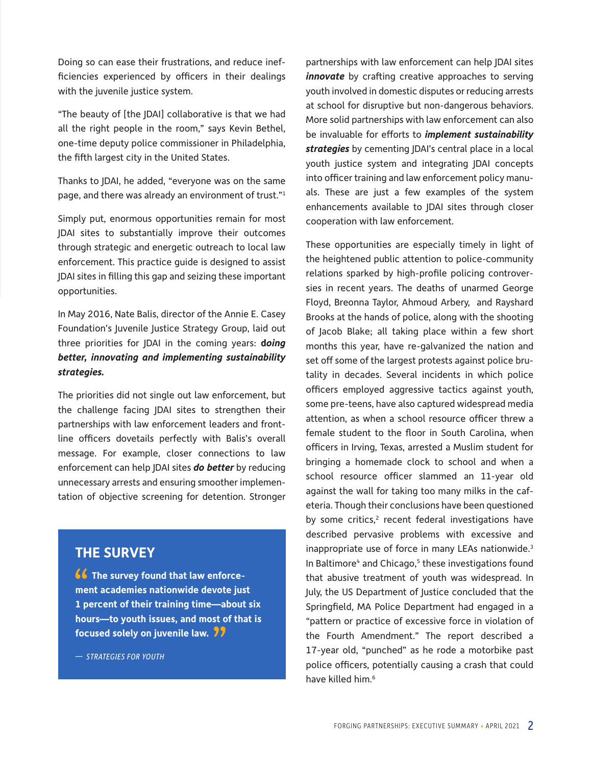Doing so can ease their frustrations, and reduce inefficiencies experienced by officers in their dealings with the juvenile justice system.

"The beauty of [the JDAI] collaborative is that we had all the right people in the room," says Kevin Bethel, one-time deputy police commissioner in Philadelphia, the fifth largest city in the United States.

Thanks to JDAI, he added, "everyone was on the same page, and there was already an environment of trust."[1]

Simply put, enormous opportunities remain for most JDAI sites to substantially improve their outcomes through strategic and energetic outreach to local law enforcement. This practice guide is designed to assist JDAI sites in filling this gap and seizing these important opportunities.

In May 2016, Nate Balis, director of the Annie E. Casey Foundation's Juvenile Justice Strategy Group, laid out three priorities for JDAI in the coming years: ***doing better, innovating and implementing sustainability strategies.***

The priorities did not single out law enforcement, but the challenge facing JDAI sites to strengthen their partnerships with law enforcement leaders and front-line officers dovetails perfectly with Balis's overall message. For example, closer connections to law enforcement can help JDAI sites ***do better*** by reducing unnecessary arrests and ensuring smoother implementation of objective screening for detention. Stronger partnerships with law enforcement can help JDAI sites ***innovate*** by crafting creative approaches to serving youth involved in domestic disputes or reducing arrests at school for disruptive but non-dangerous behaviors. More solid partnerships with law enforcement can also be invaluable for efforts to ***implement sustainability strategies*** by cementing JDAI's central place in a local youth justice system and integrating JDAI concepts into officer training and law enforcement policy manuals. These are just a few examples of the system enhancements available to JDAI sites through closer cooperation with law enforcement.

## THE SURVEY

**"The survey found that law enforcement academies nationwide devote just 1 percent of their training time—about six hours—to youth issues, and most of that is focused solely on juvenile law."**

— *STRATEGIES FOR YOUTH*

These opportunities are especially timely in light of the heightened public attention to police-community relations sparked by high-profile policing controversies in recent years. The deaths of unarmed George Floyd, Breonna Taylor, Ahmoud Arbery, and Rayshard Brooks at the hands of police, along with the shooting of Jacob Blake; all taking place within a few short months this year, have re-galvanized the nation and set off some of the largest protests against police brutality in decades. Several incidents in which police officers employed aggressive tactics against youth, some pre-teens, have also captured widespread media attention, as when a school resource officer threw a female student to the floor in South Carolina, when officers in Irving, Texas, arrested a Muslim student for bringing a homemade clock to school and when a school resource officer slammed an 11-year old against the wall for taking too many milks in the cafeteria. Though their conclusions have been questioned by some critics,[2] recent federal investigations have described pervasive problems with excessive and inappropriate use of force in many LEAs nationwide.[3] In Baltimore[4] and Chicago,[5] these investigations found that abusive treatment of youth was widespread. In July, the US Department of Justice concluded that the Springfield, MA Police Department had engaged in a "pattern or practice of excessive force in violation of the Fourth Amendment." The report described a 17-year old, "punched" as he rode a motorbike past police officers, potentially causing a crash that could have killed him.[6]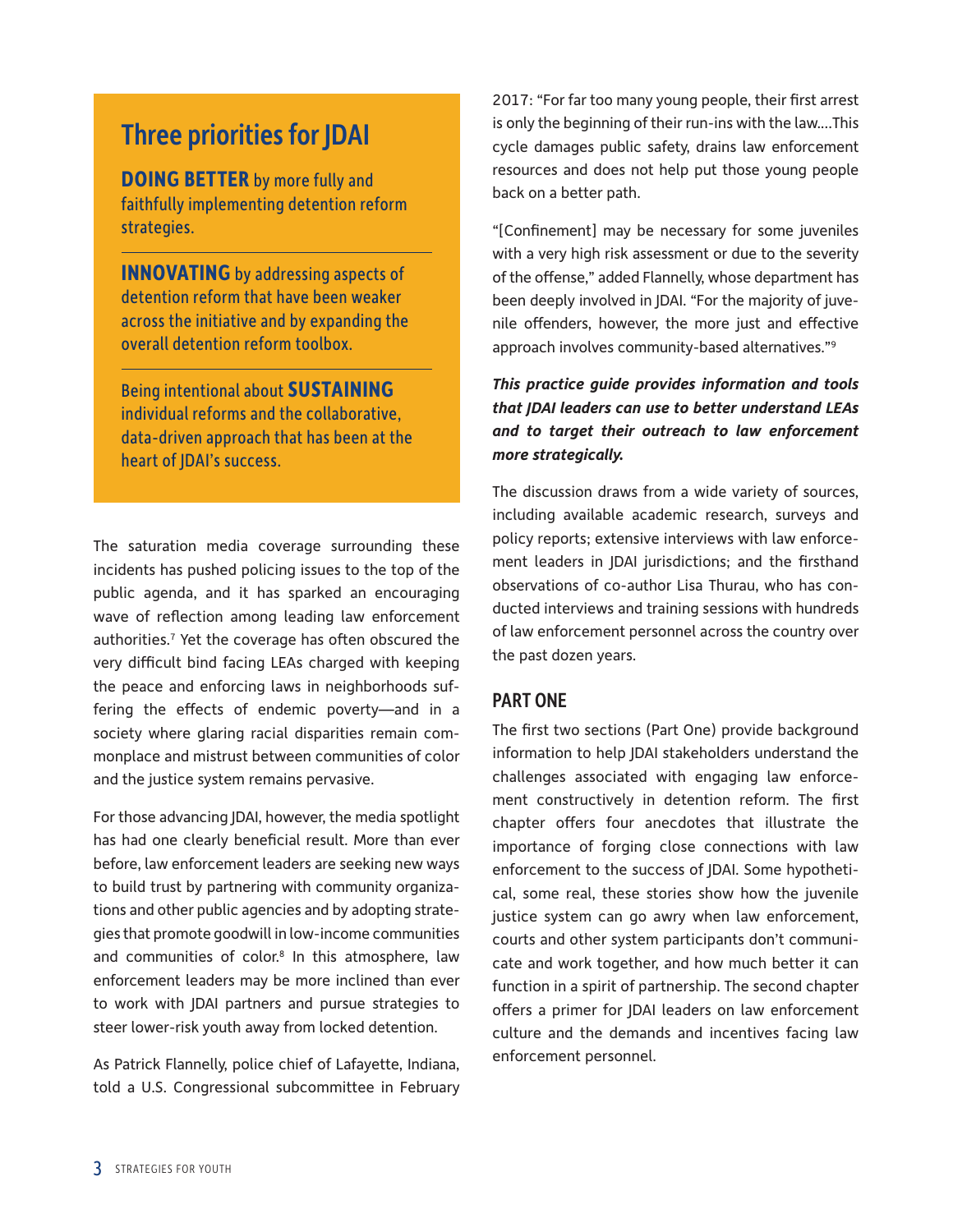## Three priorities for JDAI

**DOING BETTER** by more fully and faithfully implementing detention reform strategies.

**INNOVATING** by addressing aspects of detention reform that have been weaker across the initiative and by expanding the overall detention reform toolbox.

Being intentional about **SUSTAINING** individual reforms and the collaborative, data-driven approach that has been at the heart of JDAI's success.

The saturation media coverage surrounding these incidents has pushed policing issues to the top of the public agenda, and it has sparked an encouraging wave of reflection among leading law enforcement authorities.[7] Yet the coverage has often obscured the very difficult bind facing LEAs charged with keeping the peace and enforcing laws in neighborhoods suffering the effects of endemic poverty—and in a society where glaring racial disparities remain commonplace and mistrust between communities of color and the justice system remains pervasive.

For those advancing JDAI, however, the media spotlight has had one clearly beneficial result. More than ever before, law enforcement leaders are seeking new ways to build trust by partnering with community organizations and other public agencies and by adopting strategies that promote goodwill in low-income communities and communities of color.[8] In this atmosphere, law enforcement leaders may be more inclined than ever to work with JDAI partners and pursue strategies to steer lower-risk youth away from locked detention.

As Patrick Flannelly, police chief of Lafayette, Indiana, told a U.S. Congressional subcommittee in February 2017: "For far too many young people, their first arrest is only the beginning of their run-ins with the law....This cycle damages public safety, drains law enforcement resources and does not help put those young people back on a better path.

"[Confinement] may be necessary for some juveniles with a very high risk assessment or due to the severity of the offense," added Flannelly, whose department has been deeply involved in JDAI. "For the majority of juvenile offenders, however, the more just and effective approach involves community-based alternatives."[9]

***This practice guide provides information and tools that JDAI leaders can use to better understand LEAs and to target their outreach to law enforcement more strategically.***

The discussion draws from a wide variety of sources, including available academic research, surveys and policy reports; extensive interviews with law enforcement leaders in JDAI jurisdictions; and the firsthand observations of co-author Lisa Thurau, who has conducted interviews and training sessions with hundreds of law enforcement personnel across the country over the past dozen years.

### PART ONE

The first two sections (Part One) provide background information to help JDAI stakeholders understand the challenges associated with engaging law enforcement constructively in detention reform. The first chapter offers four anecdotes that illustrate the importance of forging close connections with law enforcement to the success of JDAI. Some hypothetical, some real, these stories show how the juvenile justice system can go awry when law enforcement, courts and other system participants don't communicate and work together, and how much better it can function in a spirit of partnership. The second chapter offers a primer for JDAI leaders on law enforcement culture and the demands and incentives facing law enforcement personnel.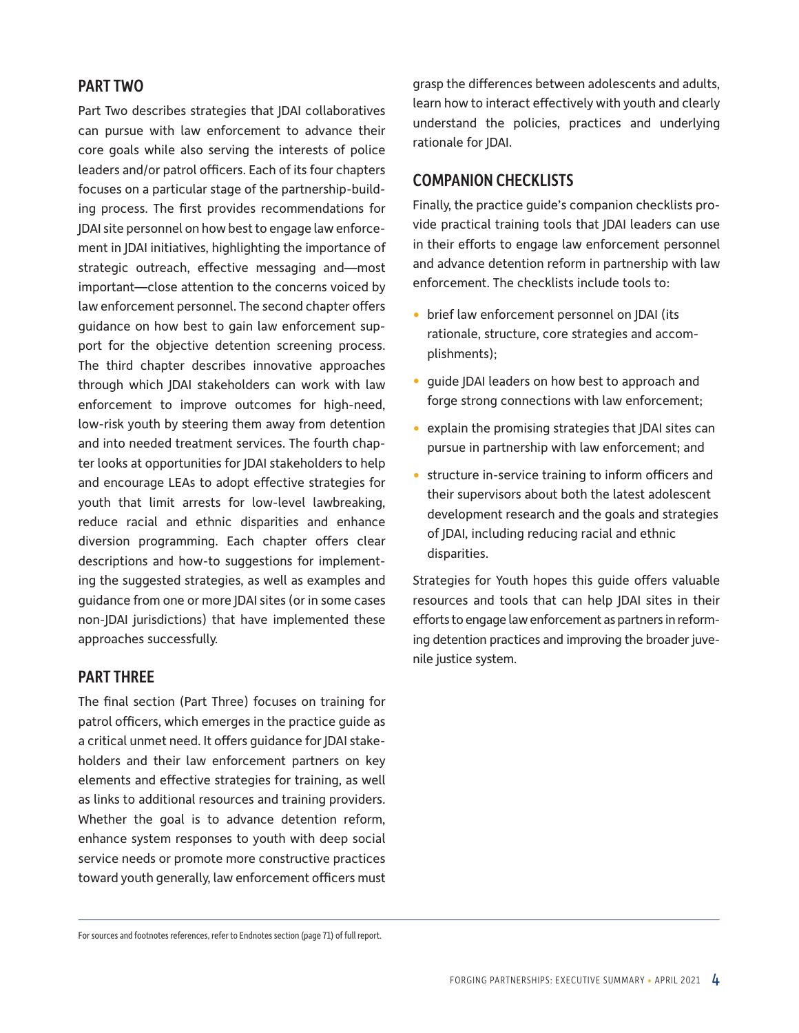## PART TWO

Part Two describes strategies that JDAI collaboratives can pursue with law enforcement to advance their core goals while also serving the interests of police leaders and/or patrol officers. Each of its four chapters focuses on a particular stage of the partnership-building process. The first provides recommendations for JDAI site personnel on how best to engage law enforcement in JDAI initiatives, highlighting the importance of strategic outreach, effective messaging and—most important—close attention to the concerns voiced by law enforcement personnel. The second chapter offers guidance on how best to gain law enforcement support for the objective detention screening process. The third chapter describes innovative approaches through which JDAI stakeholders can work with law enforcement to improve outcomes for high-need, low-risk youth by steering them away from detention and into needed treatment services. The fourth chapter looks at opportunities for JDAI stakeholders to help and encourage LEAs to adopt effective strategies for youth that limit arrests for low-level lawbreaking, reduce racial and ethnic disparities and enhance diversion programming. Each chapter offers clear descriptions and how-to suggestions for implementing the suggested strategies, as well as examples and guidance from one or more JDAI sites (or in some cases non-JDAI jurisdictions) that have implemented these approaches successfully.

## PART THREE

The final section (Part Three) focuses on training for patrol officers, which emerges in the practice guide as a critical unmet need. It offers guidance for JDAI stakeholders and their law enforcement partners on key elements and effective strategies for training, as well as links to additional resources and training providers. Whether the goal is to advance detention reform, enhance system responses to youth with deep social service needs or promote more constructive practices toward youth generally, law enforcement officers must grasp the differences between adolescents and adults, learn how to interact effectively with youth and clearly understand the policies, practices and underlying rationale for JDAI.

## COMPANION CHECKLISTS

Finally, the practice guide's companion checklists provide practical training tools that JDAI leaders can use in their efforts to engage law enforcement personnel and advance detention reform in partnership with law enforcement. The checklists include tools to:

- brief law enforcement personnel on JDAI (its rationale, structure, core strategies and accomplishments);
- guide JDAI leaders on how best to approach and forge strong connections with law enforcement;
- explain the promising strategies that JDAI sites can pursue in partnership with law enforcement; and
- structure in-service training to inform officers and their supervisors about both the latest adolescent development research and the goals and strategies of JDAI, including reducing racial and ethnic disparities.

Strategies for Youth hopes this guide offers valuable resources and tools that can help JDAI sites in their efforts to engage law enforcement as partners in reforming detention practices and improving the broader juvenile justice system.

For sources and footnotes references, refer to Endnotes section (page 71) of full report.